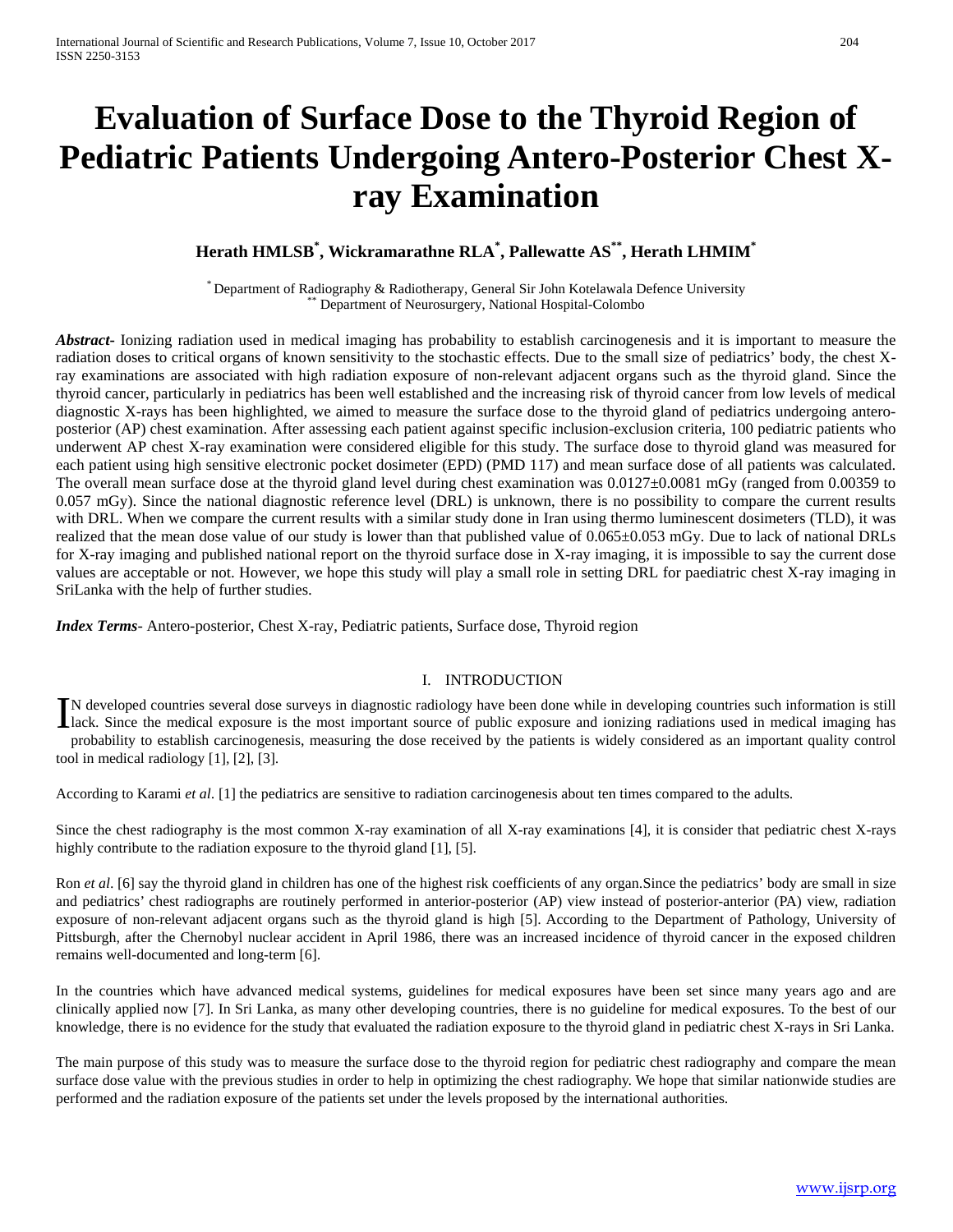# Evaluation of Surface Dose to the Thyroid Region of Pediatric Patients Undergoing Antero-Posterior Chest X-ray Examination

**Herath HMLSB[*], Wickramarathne RLA[*], Pallewatte AS[**], Herath LHMIM[*]**

[*] Department of Radiography & Radiotherapy, General Sir John Kotelawala Defence University
[**] Department of Neurosurgery, National Hospital-Colombo

***Abstract-*** Ionizing radiation used in medical imaging has probability to establish carcinogenesis and it is important to measure the radiation doses to critical organs of known sensitivity to the stochastic effects. Due to the small size of pediatrics' body, the chest X-ray examinations are associated with high radiation exposure of non-relevant adjacent organs such as the thyroid gland. Since the thyroid cancer, particularly in pediatrics has been well established and the increasing risk of thyroid cancer from low levels of medical diagnostic X-rays has been highlighted, we aimed to measure the surface dose to the thyroid gland of pediatrics undergoing antero-posterior (AP) chest examination. After assessing each patient against specific inclusion-exclusion criteria, 100 pediatric patients who underwent AP chest X-ray examination were considered eligible for this study. The surface dose to thyroid gland was measured for each patient using high sensitive electronic pocket dosimeter (EPD) (PMD 117) and mean surface dose of all patients was calculated. The overall mean surface dose at the thyroid gland level during chest examination was 0.0127±0.0081 mGy (ranged from 0.00359 to 0.057 mGy). Since the national diagnostic reference level (DRL) is unknown, there is no possibility to compare the current results with DRL. When we compare the current results with a similar study done in Iran using thermo luminescent dosimeters (TLD), it was realized that the mean dose value of our study is lower than that published value of 0.065±0.053 mGy. Due to lack of national DRLs for X-ray imaging and published national report on the thyroid surface dose in X-ray imaging, it is impossible to say the current dose values are acceptable or not. However, we hope this study will play a small role in setting DRL for paediatric chest X-ray imaging in SriLanka with the help of further studies.

***Index Terms*-** Antero-posterior, Chest X-ray, Pediatric patients, Surface dose, Thyroid region

## I. INTRODUCTION

IN developed countries several dose surveys in diagnostic radiology have been done while in developing countries such information is still lack. Since the medical exposure is the most important source of public exposure and ionizing radiations used in medical imaging has probability to establish carcinogenesis, measuring the dose received by the patients is widely considered as an important quality control tool in medical radiology [1], [2], [3].

According to Karami *et al*. [1] the pediatrics are sensitive to radiation carcinogenesis about ten times compared to the adults.

Since the chest radiography is the most common X-ray examination of all X-ray examinations [4], it is consider that pediatric chest X-rays highly contribute to the radiation exposure to the thyroid gland [1], [5].

Ron *et al*. [6] say the thyroid gland in children has one of the highest risk coefficients of any organ.Since the pediatrics' body are small in size and pediatrics' chest radiographs are routinely performed in anterior-posterior (AP) view instead of posterior-anterior (PA) view, radiation exposure of non-relevant adjacent organs such as the thyroid gland is high [5]. According to the Department of Pathology, University of Pittsburgh, after the Chernobyl nuclear accident in April 1986, there was an increased incidence of thyroid cancer in the exposed children remains well-documented and long-term [6].

In the countries which have advanced medical systems, guidelines for medical exposures have been set since many years ago and are clinically applied now [7]. In Sri Lanka, as many other developing countries, there is no guideline for medical exposures. To the best of our knowledge, there is no evidence for the study that evaluated the radiation exposure to the thyroid gland in pediatric chest X-rays in Sri Lanka.

The main purpose of this study was to measure the surface dose to the thyroid region for pediatric chest radiography and compare the mean surface dose value with the previous studies in order to help in optimizing the chest radiography. We hope that similar nationwide studies are performed and the radiation exposure of the patients set under the levels proposed by the international authorities.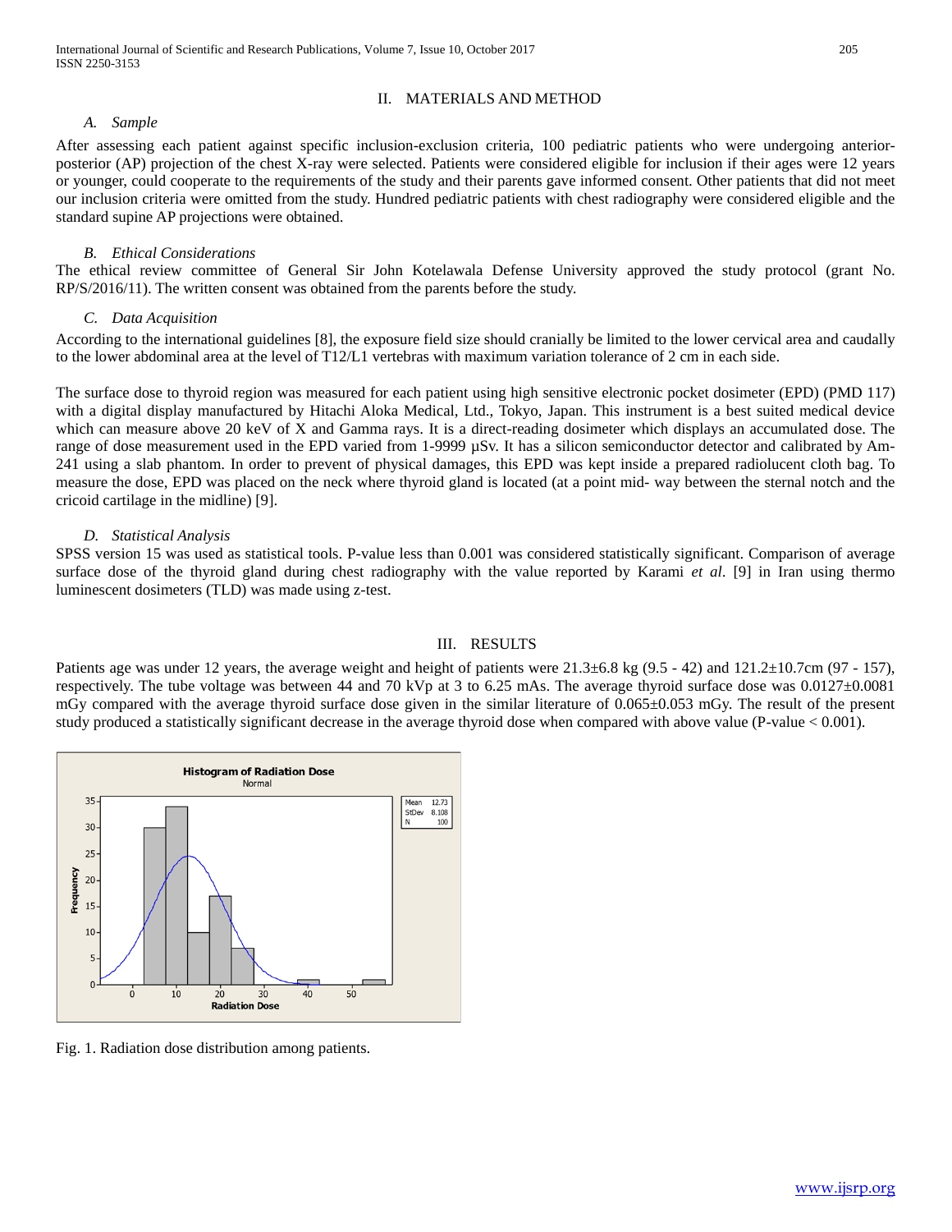## II. MATERIALS AND METHOD

### *A. Sample*

After assessing each patient against specific inclusion-exclusion criteria, 100 pediatric patients who were undergoing anterior-posterior (AP) projection of the chest X-ray were selected. Patients were considered eligible for inclusion if their ages were 12 years or younger, could cooperate to the requirements of the study and their parents gave informed consent. Other patients that did not meet our inclusion criteria were omitted from the study. Hundred pediatric patients with chest radiography were considered eligible and the standard supine AP projections were obtained.

### *B. Ethical Considerations*

The ethical review committee of General Sir John Kotelawala Defense University approved the study protocol (grant No. RP/S/2016/11). The written consent was obtained from the parents before the study.

### *C. Data Acquisition*

According to the international guidelines [8], the exposure field size should cranially be limited to the lower cervical area and caudally to the lower abdominal area at the level of T12/L1 vertebras with maximum variation tolerance of 2 cm in each side.

The surface dose to thyroid region was measured for each patient using high sensitive electronic pocket dosimeter (EPD) (PMD 117) with a digital display manufactured by Hitachi Aloka Medical, Ltd., Tokyo, Japan. This instrument is a best suited medical device which can measure above 20 keV of X and Gamma rays. It is a direct-reading dosimeter which displays an accumulated dose. The range of dose measurement used in the EPD varied from 1-9999 µSv. It has a silicon semiconductor detector and calibrated by Am-241 using a slab phantom. In order to prevent of physical damages, this EPD was kept inside a prepared radiolucent cloth bag. To measure the dose, EPD was placed on the neck where thyroid gland is located (at a point mid- way between the sternal notch and the cricoid cartilage in the midline) [9].

### *D. Statistical Analysis*

SPSS version 15 was used as statistical tools. P-value less than 0.001 was considered statistically significant. Comparison of average surface dose of the thyroid gland during chest radiography with the value reported by Karami *et al*. [9] in Iran using thermo luminescent dosimeters (TLD) was made using z-test.

## III. RESULTS

Patients age was under 12 years, the average weight and height of patients were 21.3±6.8 kg (9.5 - 42) and 121.2±10.7cm (97 - 157), respectively. The tube voltage was between 44 and 70 kVp at 3 to 6.25 mAs. The average thyroid surface dose was 0.0127±0.0081 mGy compared with the average thyroid surface dose given in the similar literature of 0.065±0.053 mGy. The result of the present study produced a statistically significant decrease in the average thyroid dose when compared with above value (P-value < 0.001).

Fig. 1. Radiation dose distribution among patients.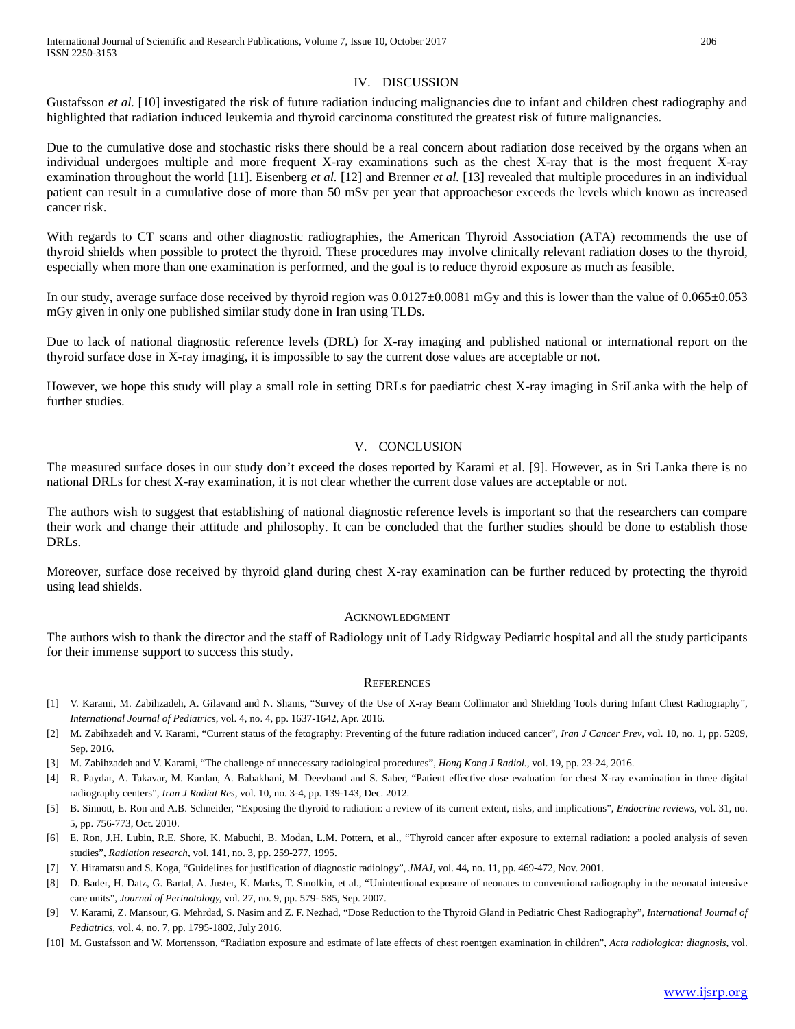## IV. DISCUSSION

Gustafsson *et al.* [10] investigated the risk of future radiation inducing malignancies due to infant and children chest radiography and highlighted that radiation induced leukemia and thyroid carcinoma constituted the greatest risk of future malignancies.

Due to the cumulative dose and stochastic risks there should be a real concern about radiation dose received by the organs when an individual undergoes multiple and more frequent X-ray examinations such as the chest X-ray that is the most frequent X-ray examination throughout the world [11]. Eisenberg *et al.* [12] and Brenner *et al.* [13] revealed that multiple procedures in an individual patient can result in a cumulative dose of more than 50 mSv per year that approachesor exceeds the levels which known as increased cancer risk.

With regards to CT scans and other diagnostic radiographies, the American Thyroid Association (ATA) recommends the use of thyroid shields when possible to protect the thyroid. These procedures may involve clinically relevant radiation doses to the thyroid, especially when more than one examination is performed, and the goal is to reduce thyroid exposure as much as feasible.

In our study, average surface dose received by thyroid region was $0.0127 \pm 0.0081$ mGy and this is lower than the value of $0.065 \pm 0.053$ mGy given in only one published similar study done in Iran using TLDs.

Due to lack of national diagnostic reference levels (DRL) for X-ray imaging and published national or international report on the thyroid surface dose in X-ray imaging, it is impossible to say the current dose values are acceptable or not.

However, we hope this study will play a small role in setting DRLs for paediatric chest X-ray imaging in SriLanka with the help of further studies.

## V. CONCLUSION

The measured surface doses in our study don't exceed the doses reported by Karami et al. [9]. However, as in Sri Lanka there is no national DRLs for chest X-ray examination, it is not clear whether the current dose values are acceptable or not.

The authors wish to suggest that establishing of national diagnostic reference levels is important so that the researchers can compare their work and change their attitude and philosophy. It can be concluded that the further studies should be done to establish those DRLs.

Moreover, surface dose received by thyroid gland during chest X-ray examination can be further reduced by protecting the thyroid using lead shields.

## ACKNOWLEDGMENT

The authors wish to thank the director and the staff of Radiology unit of Lady Ridgway Pediatric hospital and all the study participants for their immense support to success this study.

## REFERENCES

[1] V. Karami, M. Zabihzadeh, A. Gilavand and N. Shams, "Survey of the Use of X-ray Beam Collimator and Shielding Tools during Infant Chest Radiography", *International Journal of Pediatrics*, vol. 4, no. 4, pp. 1637-1642, Apr. 2016.

[2] M. Zabihzadeh and V. Karami, "Current status of the fetography: Preventing of the future radiation induced cancer", *Iran J Cancer Prev*, vol. 10, no. 1, pp. 5209, Sep. 2016.

[3] M. Zabihzadeh and V. Karami, "The challenge of unnecessary radiological procedures", *Hong Kong J Radiol.*, vol. 19, pp. 23-24, 2016.

[4] R. Paydar, A. Takavar, M. Kardan, A. Babakhani, M. Deevband and S. Saber, "Patient effective dose evaluation for chest X-ray examination in three digital radiography centers", *Iran J Radiat Res*, vol. 10, no. 3-4, pp. 139-143, Dec. 2012.

[5] B. Sinnott, E. Ron and A.B. Schneider, "Exposing the thyroid to radiation: a review of its current extent, risks, and implications", *Endocrine reviews*, vol. 31, no. 5, pp. 756-773, Oct. 2010.

[6] E. Ron, J.H. Lubin, R.E. Shore, K. Mabuchi, B. Modan, L.M. Pottern, et al., "Thyroid cancer after exposure to external radiation: a pooled analysis of seven studies", *Radiation research*, vol. 141, no. 3, pp. 259-277, 1995.

[7] Y. Hiramatsu and S. Koga, "Guidelines for justification of diagnostic radiology", *JMAJ*, vol. 44**,** no. 11, pp. 469-472, Nov. 2001.

[8] D. Bader, H. Datz, G. Bartal, A. Juster, K. Marks, T. Smolkin, et al., "Unintentional exposure of neonates to conventional radiography in the neonatal intensive care units", *Journal of Perinatology*, vol. 27, no. 9, pp. 579- 585, Sep. 2007.

[9] V. Karami, Z. Mansour, G. Mehrdad, S. Nasim and Z. F. Nezhad, "Dose Reduction to the Thyroid Gland in Pediatric Chest Radiography", *International Journal of Pediatrics*, vol. 4, no. 7, pp. 1795-1802, July 2016.

[10] M. Gustafsson and W. Mortensson, "Radiation exposure and estimate of late effects of chest roentgen examination in children", *Acta radiologica: diagnosis*, vol.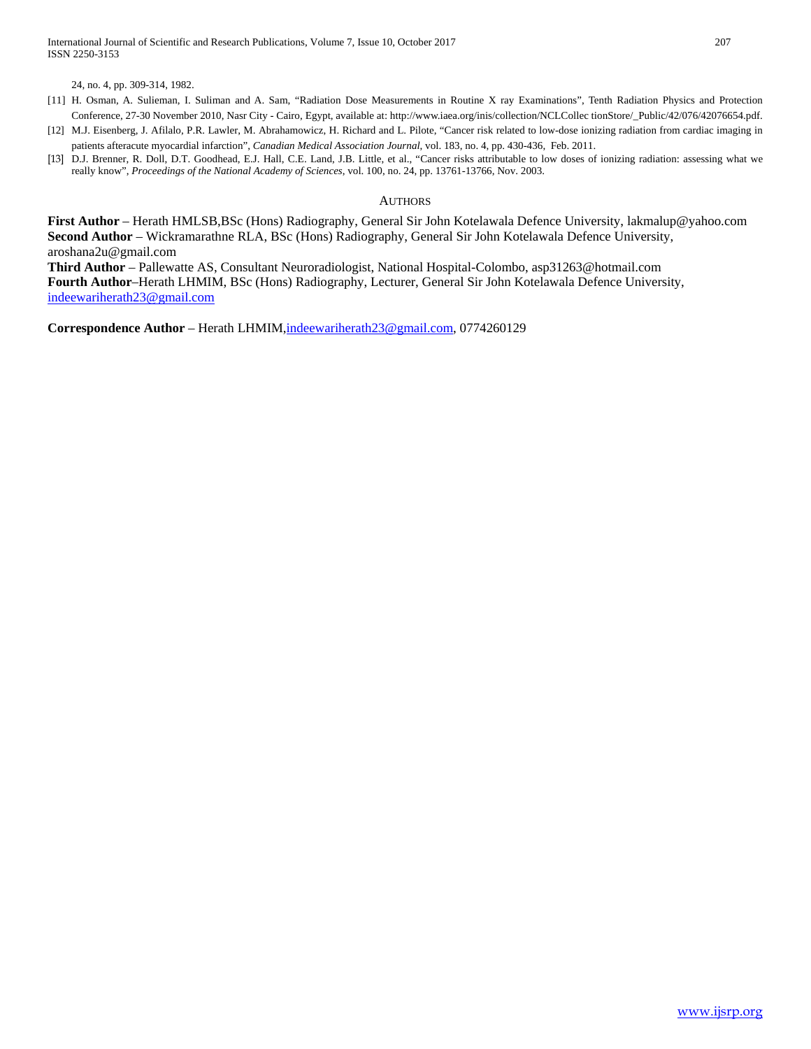24, no. 4, pp. 309-314, 1982.

[11] H. Osman, A. Sulieman, I. Suliman and A. Sam, "Radiation Dose Measurements in Routine X ray Examinations", Tenth Radiation Physics and Protection Conference, 27-30 November 2010, Nasr City - Cairo, Egypt, available at: http://www.iaea.org/inis/collection/NCLCollec tionStore/_Public/42/076/42076654.pdf.

[12] M.J. Eisenberg, J. Afilalo, P.R. Lawler, M. Abrahamowicz, H. Richard and L. Pilote, "Cancer risk related to low-dose ionizing radiation from cardiac imaging in patients afteracute myocardial infarction", *Canadian Medical Association Journal*, vol. 183, no. 4, pp. 430-436, Feb. 2011.

[13] D.J. Brenner, R. Doll, D.T. Goodhead, E.J. Hall, C.E. Land, J.B. Little, et al., "Cancer risks attributable to low doses of ionizing radiation: assessing what we really know", *Proceedings of the National Academy of Sciences*, vol. 100, no. 24, pp. 13761-13766, Nov. 2003.

## AUTHORS

**First Author** – Herath HMLSB,BSc (Hons) Radiography, General Sir John Kotelawala Defence University, lakmalup@yahoo.com
**Second Author** – Wickramarathne RLA, BSc (Hons) Radiography, General Sir John Kotelawala Defence University, aroshana2u@gmail.com
**Third Author** – Pallewatte AS, Consultant Neuroradiologist, National Hospital-Colombo, asp31263@hotmail.com
**Fourth Author**–Herath LHMIM, BSc (Hons) Radiography, Lecturer, General Sir John Kotelawala Defence University, indeewariherath23@gmail.com

**Correspondence Author** – Herath LHMIM,indeewariherath23@gmail.com, 0774260129